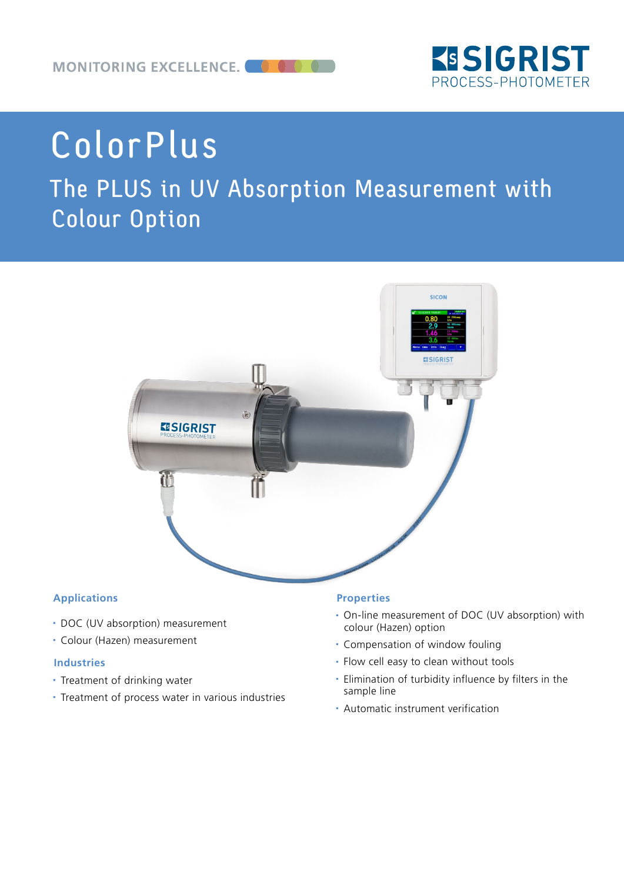MONITORING EXCELLENCE.

SIGRIST PROCESS-PHOTOMETER

# ColorPlus

## The PLUS in UV Absorption Measurement with Colour Option

### Applications

- DOC (UV absorption) measurement
- Colour (Hazen) measurement

### Industries

- Treatment of drinking water
- Treatment of process water in various industries

### Properties

- On-line measurement of DOC (UV absorption) with colour (Hazen) option
- Compensation of window fouling
- Flow cell easy to clean without tools
- Elimination of turbidity influence by filters in the sample line
- Automatic instrument verification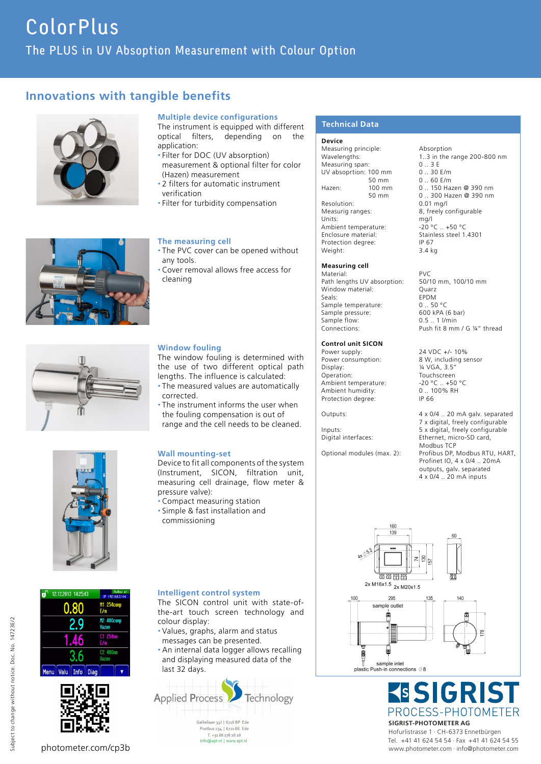# ColorPlus

The PLUS in UV Absoption Measurement with Colour Option

## Innovations with tangible benefits

### Multiple device configurations

The instrument is equipped with different optical filters, depending on the application:

- Filter for DOC (UV absorption) measurement & optional filter for color (Hazen) measurement
- 2 filters for automatic instrument verification
- Filter for turbidity compensation

### The measuring cell

- The PVC cover can be opened without any tools.
- Cover removal allows free access for cleaning

### Window fouling

The window fouling is determined with the use of two different optical path lengths. The influence is calculated:

- The measured values are automatically corrected.
- The instrument informs the user when the fouling compensation is out of range and the cell needs to be cleaned.

### Wall mounting-set

Device to fit all components of the system (Instrument, SICON, filtration unit, measuring cell drainage, flow meter & pressure valve):

- Compact measuring station
- Simple & fast installation and commissioning

### Intelligent control system

The SICON control unit with state-of-the-art touch screen technology and colour display:

- Values, graphs, alarm and status messages can be presented.
- An internal data logger allows recalling and displaying measured data of the last 32 days.

12.12.2013 14:25:43 IP 192.168.3.104
0.80 M1 254comp E/m
2.9 M2 400comp Hazen
1.46 C1 254nm E/m
3.6 C2 400nm Hazen
Menu Valu Info Diag

photometer.com/cp3b

## Technical Data

**Device**

| | |
|---|---|
| Measuring principle: | Absorption |
| Wavelengths: | 1..3 in the range 200-800 nm |
| Measuring span: | 0 .. 3 E |
| UV absorption: 100 mm | 0 .. 30 E/m |
| 50 mm | 0 .. 60 E/m |
| Hazen: 100 mm | 0 .. 150 Hazen @ 390 nm |
| 50 mm | 0 .. 300 Hazen @ 390 nm |
| Resolution: | 0.01 mg/l |
| Measurig ranges: | 8, freely configurable |
| Units: | mg/l |
| Ambient temperature: | -20 °C .. +50 °C |
| Enclosure material: | Stainless steel 1.4301 |
| Protection degree: | IP 67 |
| Weight: | 3.4 kg |

**Measuring cell**

| | |
|---|---|
| Material: | PVC |
| Path lengths UV absorption: | 50/10 mm, 100/10 mm |
| Window material: | Quarz |
| Seals: | EPDM |
| Sample temperature: | 0 .. 50 °C |
| Sample pressure: | 600 kPA (6 bar) |
| Sample flow: | 0.5 .. 1 l/min |
| Connections: | Push fit 8 mm / G ¼" thread |

**Control unit SICON**

| | |
|---|---|
| Power supply: | 24 VDC +/- 10% |
| Power consumption: | 8 W, including sensor |
| Display: | ¼ VGA, 3.5" |
| Operation: | Touchscreen |
| Ambient temperature: | -20 °C .. +50 °C |
| Ambient humidity: | 0 .. 100% RH |
| Protection degree: | IP 66 |
| Outputs: | 4 x 0/4 .. 20 mA galv. separated; 7 x digital, freely configurable |
| Inputs: | 5 x digital, freely configurable |
| Digital interfaces: | Ethernet, micro-SD card, Modbus TCP |
| Optional modules (max. 2): | Profibus DP, Modbus RTU, HART, Profinet IO, 4 x 0/4 .. 20mA outputs, galv. separated; 4 x 0/4 .. 20 mA inputs |

160
139
4x Ø5.2
74
130
157
60
2x M16x1.5
2x M20x1.5
100
295
135
140
sample outlet
178
sample inlet
plastic Push-in connections Ø8

Applied Process Technology
Galilellaan 33J | 6716 BP Ede
Postbus 234 | 6710 BE Ede
T. +31 88 278 28 28
info@apt.nl | www.apt.nl

SIGRIST PROCESS-PHOTOMETER

**SIGRIST-PHOTOMETER AG**
Hofurlistrasse 1 · CH-6373 Ennetbürgen
Tel. +41 41 624 54 54 · Fax +41 41 624 54 55
www.photometer.com · info@photometer.com

Subject to change without notice. Doc. No. 14723E/2